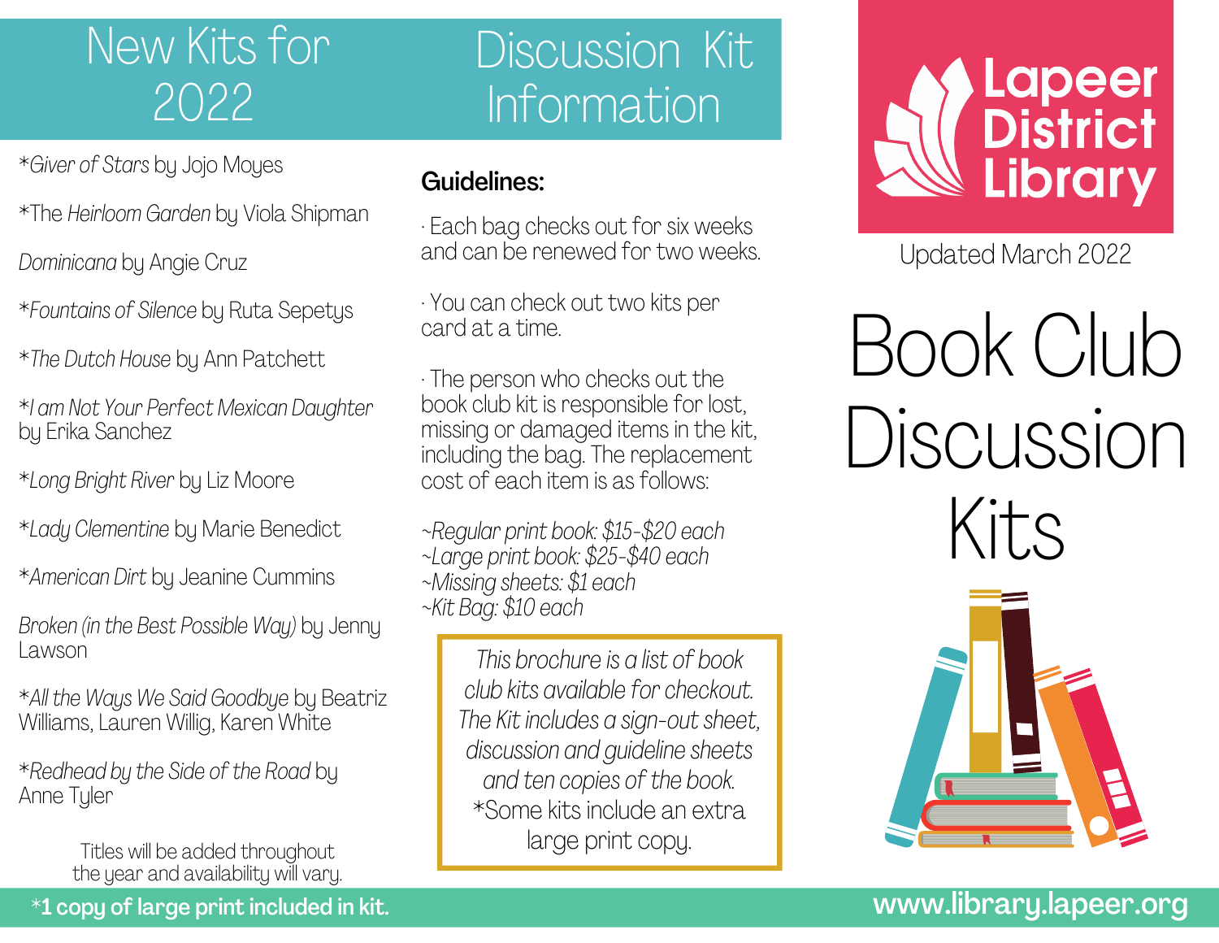# New Kits for 2022

*Giver of Stars* by Jojo Moyes

*The *Heirloom Garden* by Viola Shipman

*Dominicana* by Angie Cruz

**Fountains of Silence* by Ruta Sepetys

**The Dutch House* by Ann Patchett

**I am Not Your Perfect Mexican Daughter* by Erika Sanchez

**Long Bright River* by Liz Moore

**Lady Clementine* by Marie Benedict

**American Dirt* by Jeanine Cummins

*Broken (in the Best Possible Way)* by Jenny Lawson

**All the Ways We Said Goodbye* by Beatriz Williams, Lauren Willig, Karen White

**Redhead by the Side of the Road* by Anne Tyler

Titles will be added throughout the year and availability will vary.

***1 copy of large print included in kit.**

# Discussion Kit Information

**Guidelines:**

· Each bag checks out for six weeks and can be renewed for two weeks.

· You can check out two kits per card at a time.

· The person who checks out the book club kit is responsible for lost, missing or damaged items in the kit, including the bag. The replacement cost of each item is as follows:

*~Regular print book: $15-$20 each*
*~Large print book: $25-$40 each*
*~Missing sheets: $1 each*
*~Kit Bag: $10 each*

*This brochure is a list of book club kits available for checkout. The Kit includes a sign-out sheet, discussion and guideline sheets and ten copies of the book.*
*Some kits include an extra large print copy.

# Lapeer District Library

Updated March 2022

# Book Club Discussion Kits

**www.library.lapeer.org**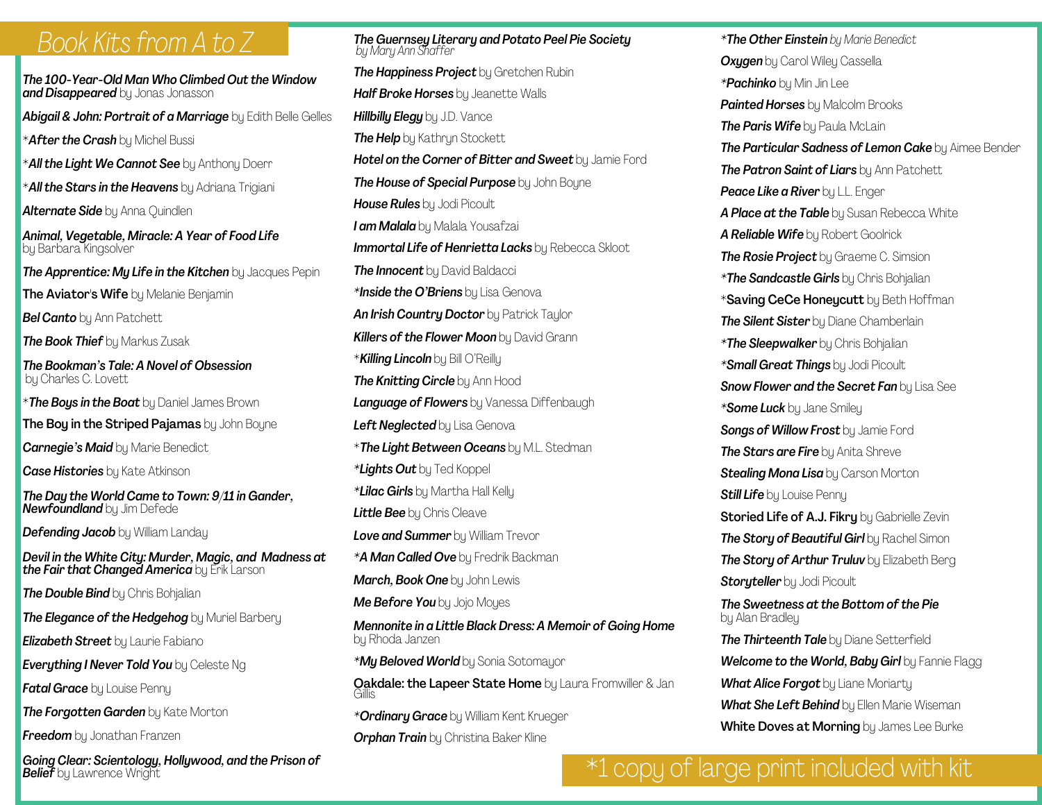# Book Kits from A to Z

***The 100-Year-Old Man Who Climbed Out the Window and Disappeared*** by Jonas Jonasson

***Abigail & John: Portrait of a Marriage*** by Edith Belle Gelles

*****After the Crash*** by Michel Bussi

*****All the Light We Cannot See*** by Anthony Doerr

*****All the Stars in the Heavens*** by Adriana Trigiani

***Alternate Side*** by Anna Quindlen

***Animal, Vegetable, Miracle: A Year of Food Life*** by Barbara Kingsolver

***The Apprentice: My Life in the Kitchen*** by Jacques Pepin

**The Aviator's Wife** by Melanie Benjamin

***Bel Canto*** by Ann Patchett

***The Book Thief*** by Markus Zusak

***The Bookman's Tale: A Novel of Obsession*** by Charles C. Lovett

*****The Boys in the Boat*** by Daniel James Brown

**The Boy in the Striped Pajamas** by John Boyne

***Carnegie's Maid*** by Marie Benedict

***Case Histories*** by Kate Atkinson

***The Day the World Came to Town: 9/11 in Gander, Newfoundland*** by Jim Defede

***Defending Jacob*** by William Landay

***Devil in the White City: Murder, Magic, and Madness at the Fair that Changed America*** by Erik Larson

***The Double Bind*** by Chris Bohjalian

***The Elegance of the Hedgehog*** by Muriel Barbery

***Elizabeth Street*** by Laurie Fabiano

***Everything I Never Told You*** by Celeste Ng

***Fatal Grace*** by Louise Penny

***The Forgotten Garden*** by Kate Morton

***Freedom*** by Jonathan Franzen

***Going Clear: Scientology, Hollywood, and the Prison of Belief*** by Lawrence Wright

***The Guernsey Literary and Potato Peel Pie Society*** *by Mary Ann Shaffer*

***The Happiness Project*** by Gretchen Rubin

***Half Broke Horses*** by Jeanette Walls

***Hillbilly Elegy*** by J.D. Vance

***The Help*** by Kathryn Stockett

***Hotel on the Corner of Bitter and Sweet*** by Jamie Ford

***The House of Special Purpose*** by John Boyne

***House Rules*** by Jodi Picoult

***I am Malala*** by Malala Yousafzai

***Immortal Life of Henrietta Lacks*** by Rebecca Skloot

***The Innocent*** by David Baldacci

****Inside the O'Briens*** by Lisa Genova

***An Irish Country Doctor*** by Patrick Taylor

***Killers of the Flower Moon*** by David Grann

*****Killing Lincoln*** by Bill O'Reilly

***The Knitting Circle*** by Ann Hood

***Language of Flowers*** by Vanessa Diffenbaugh

***Left Neglected*** by Lisa Genova

*****The Light Between Oceans*** by M.L. Stedman

****Lights Out*** by Ted Koppel

****Lilac Girls*** by Martha Hall Kelly

***Little Bee*** by Chris Cleave

***Love and Summer*** by William Trevor

****A Man Called Ove*** by Fredrik Backman

***March, Book One*** by John Lewis

***Me Before You*** by Jojo Moyes

***Mennonite in a Little Black Dress: A Memoir of Going Home*** by Rhoda Janzen

****My Beloved World*** by Sonia Sotomayor

**Oakdale: the Lapeer State Home** by Laura Fromwiller & Jan Gillis

****Ordinary Grace*** by William Kent Krueger

***Orphan Train*** by Christina Baker Kline

****The Other Einstein*** by Marie Benedict

***Oxygen*** by Carol Wiley Cassella

****Pachinko*** by Min Jin Lee

***Painted Horses*** by Malcolm Brooks

***The Paris Wife*** by Paula McLain

***The Particular Sadness of Lemon Cake*** by Aimee Bender

***The Patron Saint of Liars*** by Ann Patchett

***Peace Like a River*** by L.L. Enger

***A Place at the Table*** by Susan Rebecca White

***A Reliable Wife*** by Robert Goolrick

***The Rosie Project*** by Graeme C. Simsion

****The Sandcastle Girls*** by Chris Bohjalian

***Saving CeCe Honeycutt** by Beth Hoffman

***The Silent Sister*** by Diane Chamberlain

****The Sleepwalker*** by Chris Bohjalian

****Small Great Things*** by Jodi Picoult

***Snow Flower and the Secret Fan*** by Lisa See

****Some Luck*** by Jane Smiley

***Songs of Willow Frost*** by Jamie Ford

***The Stars are Fire*** by Anita Shreve

***Stealing Mona Lisa*** by Carson Morton

***Still Life*** by Louise Penny

**Storied Life of A.J. Fikry** by Gabrielle Zevin

***The Story of Beautiful Girl*** by Rachel Simon

***The Story of Arthur Truluv*** by Elizabeth Berg

***Storyteller*** by Jodi Picoult

***The Sweetness at the Bottom of the Pie*** by Alan Bradley

***The Thirteenth Tale*** by Diane Setterfield

***Welcome to the World, Baby Girl*** by Fannie Flagg

***What Alice Forgot*** by Liane Moriarty

***What She Left Behind*** by Ellen Marie Wiseman

**White Doves at Morning** by James Lee Burke

*1 copy of large print included with kit